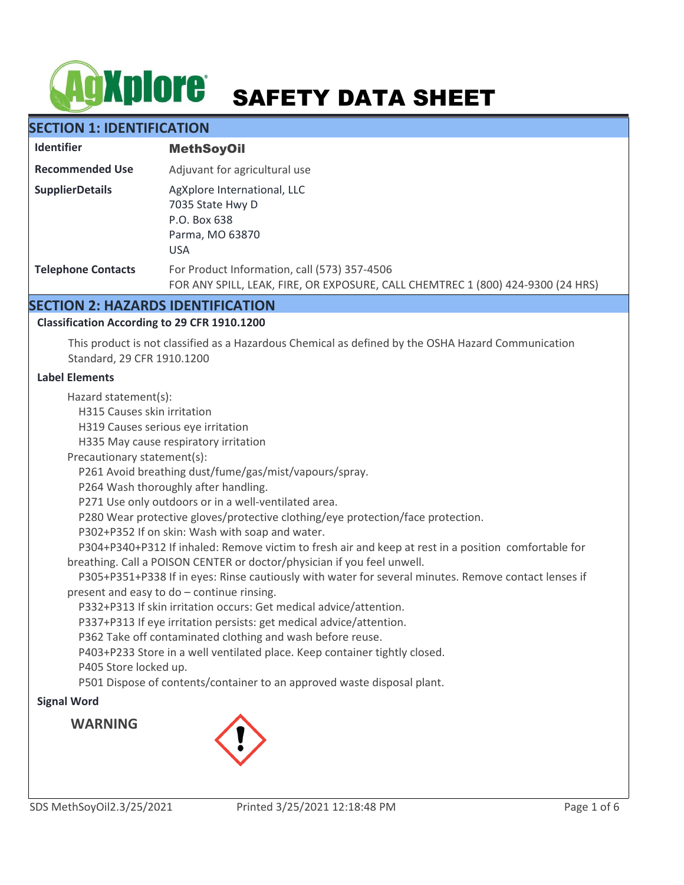# SAFETY DATA SHEET

## SECTION 1: IDENTIFICATION

| | |
|---|---|
| **Identifier** | **MethSoyOil** |
| **Recommended Use** | Adjuvant for agricultural use |
| **SupplierDetails** | AgXplore International, LLC<br>7035 State Hwy D<br>P.O. Box 638<br>Parma, MO 63870<br>USA |
| **Telephone Contacts** | For Product Information, call (573) 357-4506<br>FOR ANY SPILL, LEAK, FIRE, OR EXPOSURE, CALL CHEMTREC 1 (800) 424-9300 (24 HRS) |

## SECTION 2: HAZARDS IDENTIFICATION

### Classification According to 29 CFR 1910.1200

This product is not classified as a Hazardous Chemical as defined by the OSHA Hazard Communication Standard, 29 CFR 1910.1200

### Label Elements

Hazard statement(s):

H315 Causes skin irritation
H319 Causes serious eye irritation
H335 May cause respiratory irritation

Precautionary statement(s):

P261 Avoid breathing dust/fume/gas/mist/vapours/spray.
P264 Wash thoroughly after handling.
P271 Use only outdoors or in a well-ventilated area.
P280 Wear protective gloves/protective clothing/eye protection/face protection.
P302+P352 If on skin: Wash with soap and water.
P304+P340+P312 If inhaled: Remove victim to fresh air and keep at rest in a position comfortable for breathing. Call a POISON CENTER or doctor/physician if you feel unwell.
P305+P351+P338 If in eyes: Rinse cautiously with water for several minutes. Remove contact lenses if present and easy to do – continue rinsing.
P332+P313 If skin irritation occurs: Get medical advice/attention.
P337+P313 If eye irritation persists: get medical advice/attention.
P362 Take off contaminated clothing and wash before reuse.
P403+P233 Store in a well ventilated place. Keep container tightly closed.
P405 Store locked up.
P501 Dispose of contents/container to an approved waste disposal plant.

### Signal Word

**WARNING**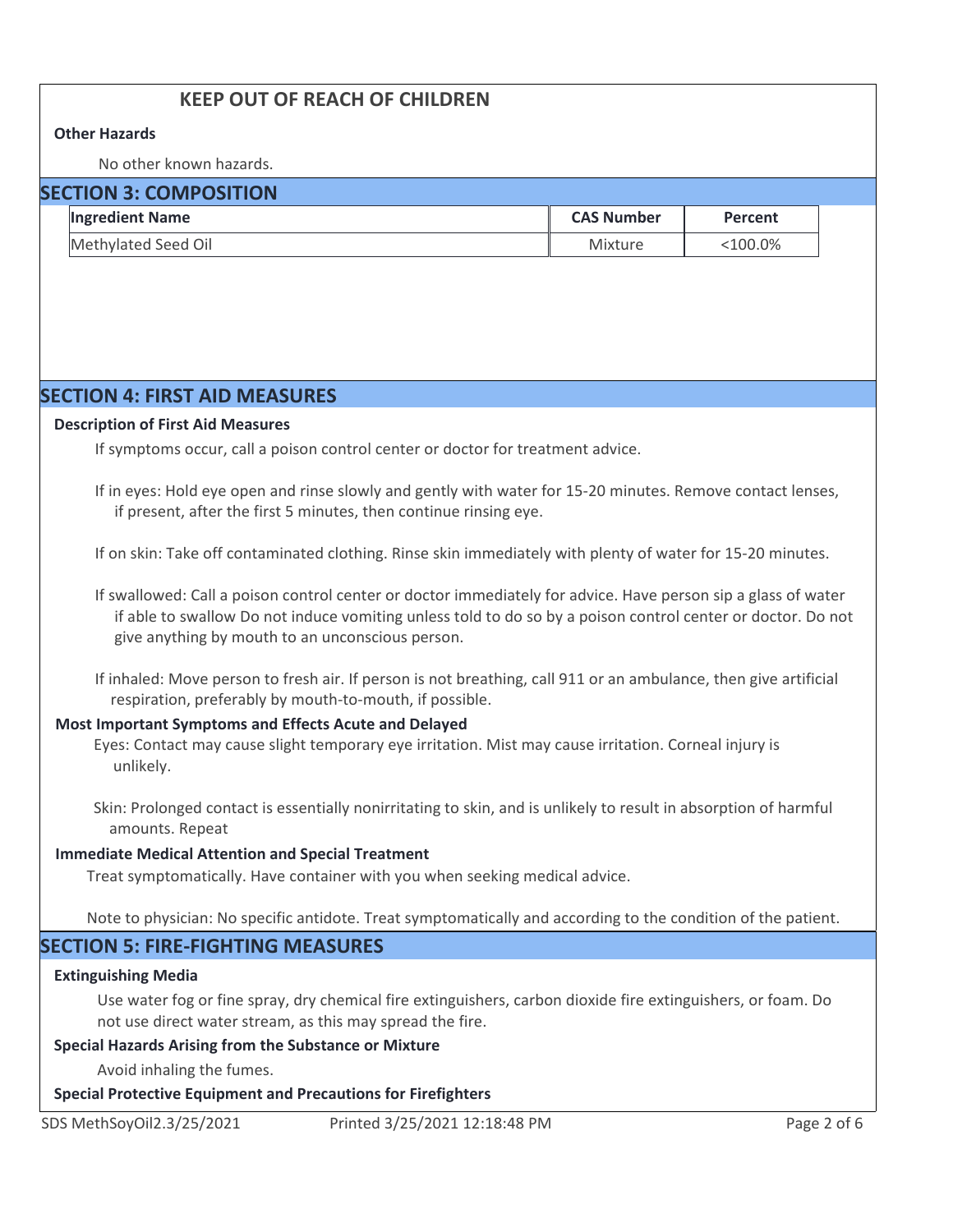**KEEP OUT OF REACH OF CHILDREN**

**Other Hazards**

No other known hazards.

## SECTION 3: COMPOSITION

| Ingredient Name | CAS Number | Percent |
|---|---|---|
| Methylated Seed Oil | Mixture | <100.0% |

## SECTION 4: FIRST AID MEASURES

**Description of First Aid Measures**

If symptoms occur, call a poison control center or doctor for treatment advice.

If in eyes: Hold eye open and rinse slowly and gently with water for 15-20 minutes. Remove contact lenses, if present, after the first 5 minutes, then continue rinsing eye.

If on skin: Take off contaminated clothing. Rinse skin immediately with plenty of water for 15-20 minutes.

If swallowed: Call a poison control center or doctor immediately for advice. Have person sip a glass of water if able to swallow Do not induce vomiting unless told to do so by a poison control center or doctor. Do not give anything by mouth to an unconscious person.

If inhaled: Move person to fresh air. If person is not breathing, call 911 or an ambulance, then give artificial respiration, preferably by mouth-to-mouth, if possible.

**Most Important Symptoms and Effects Acute and Delayed**

Eyes: Contact may cause slight temporary eye irritation. Mist may cause irritation. Corneal injury is unlikely.

Skin: Prolonged contact is essentially nonirritating to skin, and is unlikely to result in absorption of harmful amounts. Repeat

**Immediate Medical Attention and Special Treatment**

Treat symptomatically. Have container with you when seeking medical advice.

Note to physician: No specific antidote. Treat symptomatically and according to the condition of the patient.

## SECTION 5: FIRE-FIGHTING MEASURES

**Extinguishing Media**

Use water fog or fine spray, dry chemical fire extinguishers, carbon dioxide fire extinguishers, or foam. Do not use direct water stream, as this may spread the fire.

**Special Hazards Arising from the Substance or Mixture**

Avoid inhaling the fumes.

**Special Protective Equipment and Precautions for Firefighters**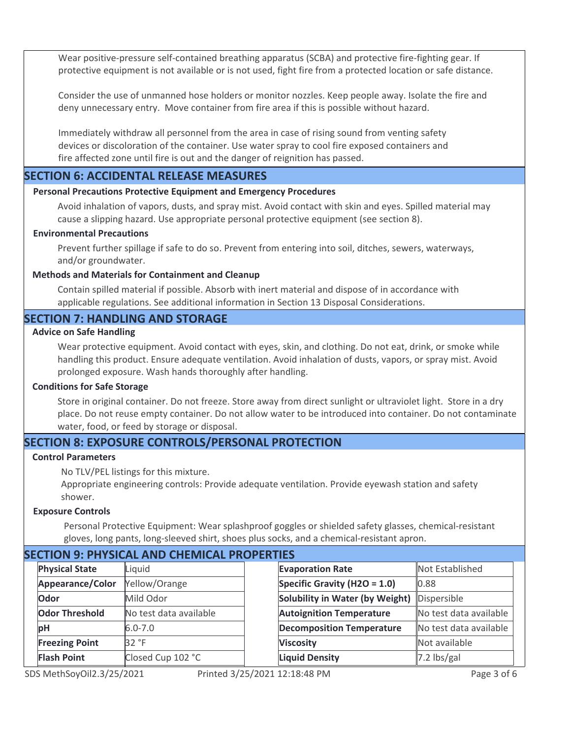Wear positive-pressure self-contained breathing apparatus (SCBA) and protective fire-fighting gear. If protective equipment is not available or is not used, fight fire from a protected location or safe distance.

Consider the use of unmanned hose holders or monitor nozzles. Keep people away. Isolate the fire and deny unnecessary entry. Move container from fire area if this is possible without hazard.

Immediately withdraw all personnel from the area in case of rising sound from venting safety devices or discoloration of the container. Use water spray to cool fire exposed containers and fire affected zone until fire is out and the danger of reignition has passed.

## SECTION 6: ACCIDENTAL RELEASE MEASURES

### Personal Precautions Protective Equipment and Emergency Procedures

Avoid inhalation of vapors, dusts, and spray mist. Avoid contact with skin and eyes. Spilled material may cause a slipping hazard. Use appropriate personal protective equipment (see section 8).

### Environmental Precautions

Prevent further spillage if safe to do so. Prevent from entering into soil, ditches, sewers, waterways, and/or groundwater.

### Methods and Materials for Containment and Cleanup

Contain spilled material if possible. Absorb with inert material and dispose of in accordance with applicable regulations. See additional information in Section 13 Disposal Considerations.

## SECTION 7: HANDLING AND STORAGE

### Advice on Safe Handling

Wear protective equipment. Avoid contact with eyes, skin, and clothing. Do not eat, drink, or smoke while handling this product. Ensure adequate ventilation. Avoid inhalation of dusts, vapors, or spray mist. Avoid prolonged exposure. Wash hands thoroughly after handling.

### Conditions for Safe Storage

Store in original container. Do not freeze. Store away from direct sunlight or ultraviolet light. Store in a dry place. Do not reuse empty container. Do not allow water to be introduced into container. Do not contaminate water, food, or feed by storage or disposal.

## SECTION 8: EXPOSURE CONTROLS/PERSONAL PROTECTION

### Control Parameters

No TLV/PEL listings for this mixture.
Appropriate engineering controls: Provide adequate ventilation. Provide eyewash station and safety shower.

### Exposure Controls

Personal Protective Equipment: Wear splashproof goggles or shielded safety glasses, chemical-resistant gloves, long pants, long-sleeved shirt, shoes plus socks, and a chemical-resistant apron.

## SECTION 9: PHYSICAL AND CHEMICAL PROPERTIES

| Property | Value | Property | Value |
|---|---|---|---|
| **Physical State** | Liquid | **Evaporation Rate** | Not Established |
| **Appearance/Color** | Yellow/Orange | **Specific Gravity (H2O = 1.0)** | 0.88 |
| **Odor** | Mild Odor | **Solubility in Water (by Weight)** | Dispersible |
| **Odor Threshold** | No test data available | **Autoignition Temperature** | No test data available |
| **pH** | 6.0-7.0 | **Decomposition Temperature** | No test data available |
| **Freezing Point** | 32 °F | **Viscosity** | Not available |
| **Flash Point** | Closed Cup 102 °C | **Liquid Density** | 7.2 lbs/gal |

SDS MethSoyOil2.3/25/2021 Printed 3/25/2021 12:18:48 PM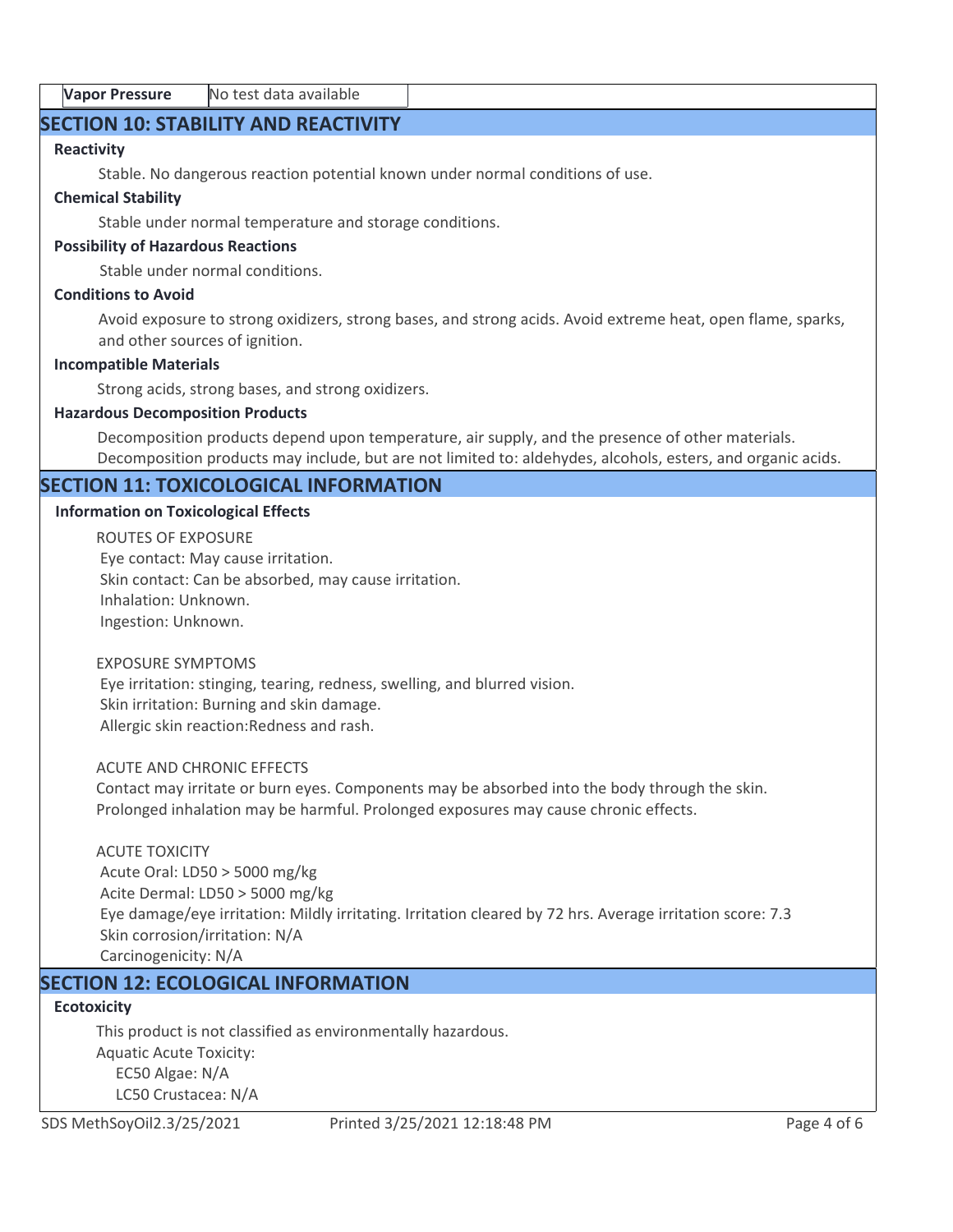| Vapor Pressure | No test data available |
|---|---|

## SECTION 10: STABILITY AND REACTIVITY

**Reactivity**

Stable. No dangerous reaction potential known under normal conditions of use.

**Chemical Stability**

Stable under normal temperature and storage conditions.

**Possibility of Hazardous Reactions**

Stable under normal conditions.

**Conditions to Avoid**

Avoid exposure to strong oxidizers, strong bases, and strong acids. Avoid extreme heat, open flame, sparks, and other sources of ignition.

**Incompatible Materials**

Strong acids, strong bases, and strong oxidizers.

**Hazardous Decomposition Products**

Decomposition products depend upon temperature, air supply, and the presence of other materials. Decomposition products may include, but are not limited to: aldehydes, alcohols, esters, and organic acids.

## SECTION 11: TOXICOLOGICAL INFORMATION

**Information on Toxicological Effects**

ROUTES OF EXPOSURE
Eye contact: May cause irritation.
Skin contact: Can be absorbed, may cause irritation.
Inhalation: Unknown.
Ingestion: Unknown.

EXPOSURE SYMPTOMS
Eye irritation: stinging, tearing, redness, swelling, and blurred vision.
Skin irritation: Burning and skin damage.
Allergic skin reaction:Redness and rash.

ACUTE AND CHRONIC EFFECTS
Contact may irritate or burn eyes. Components may be absorbed into the body through the skin. Prolonged inhalation may be harmful. Prolonged exposures may cause chronic effects.

ACUTE TOXICITY
Acute Oral: LD50 > 5000 mg/kg
Acite Dermal: LD50 > 5000 mg/kg
Eye damage/eye irritation: Mildly irritating. Irritation cleared by 72 hrs. Average irritation score: 7.3
Skin corrosion/irritation: N/A
Carcinogenicity: N/A

## SECTION 12: ECOLOGICAL INFORMATION

**Ecotoxicity**

This product is not classified as environmentally hazardous.
Aquatic Acute Toxicity:
EC50 Algae: N/A
LC50 Crustacea: N/A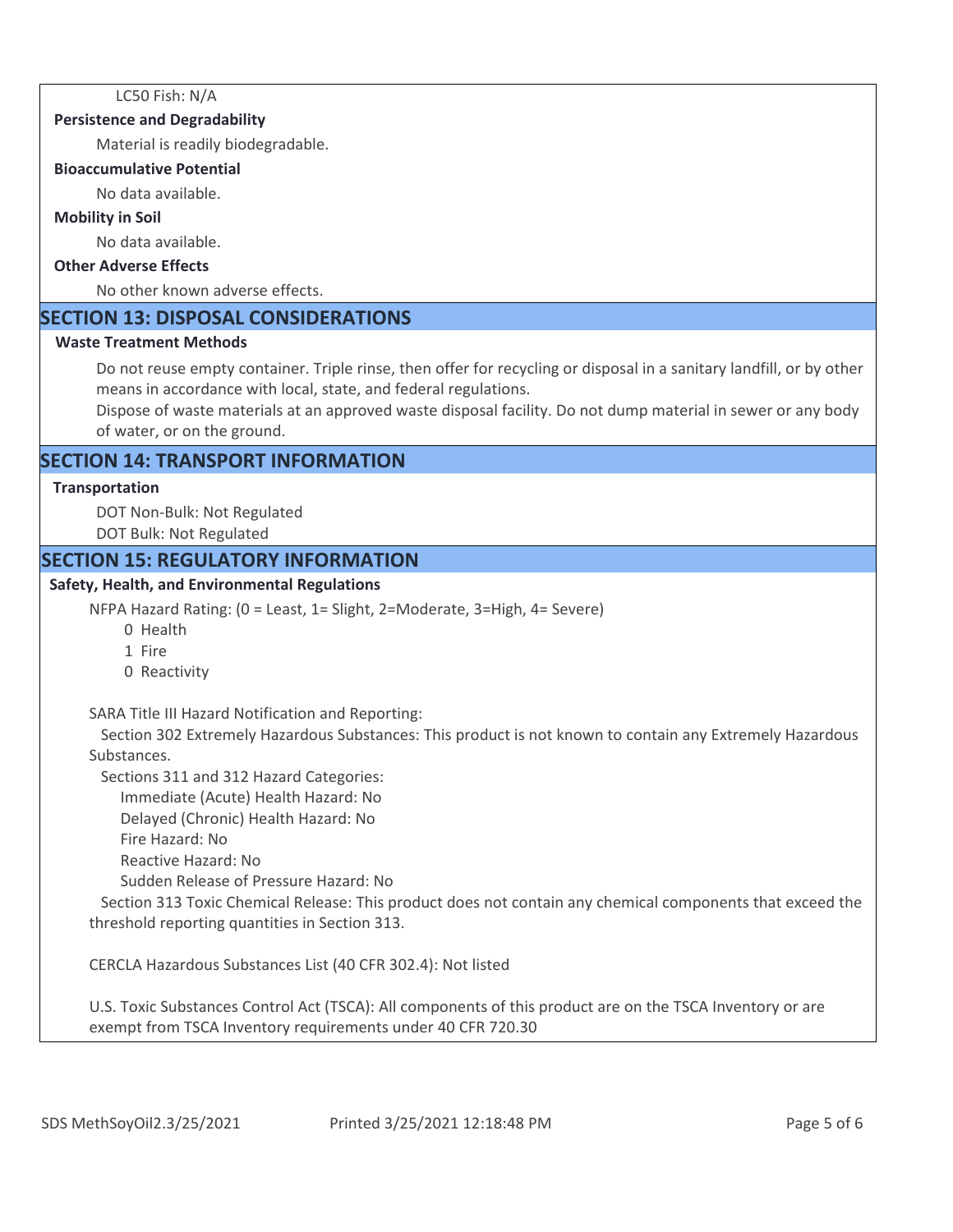LC50 Fish: N/A

**Persistence and Degradability**

Material is readily biodegradable.

**Bioaccumulative Potential**

No data available.

**Mobility in Soil**

No data available.

**Other Adverse Effects**

No other known adverse effects.

## SECTION 13: DISPOSAL CONSIDERATIONS

**Waste Treatment Methods**

Do not reuse empty container. Triple rinse, then offer for recycling or disposal in a sanitary landfill, or by other means in accordance with local, state, and federal regulations.

Dispose of waste materials at an approved waste disposal facility. Do not dump material in sewer or any body of water, or on the ground.

## SECTION 14: TRANSPORT INFORMATION

**Transportation**

DOT Non-Bulk: Not Regulated

DOT Bulk: Not Regulated

## SECTION 15: REGULATORY INFORMATION

**Safety, Health, and Environmental Regulations**

NFPA Hazard Rating: (0 = Least, 1= Slight, 2=Moderate, 3=High, 4= Severe)

- 0 Health
- 1 Fire
- 0 Reactivity

SARA Title III Hazard Notification and Reporting:

Section 302 Extremely Hazardous Substances: This product is not known to contain any Extremely Hazardous Substances.

Sections 311 and 312 Hazard Categories:

- Immediate (Acute) Health Hazard: No
- Delayed (Chronic) Health Hazard: No
- Fire Hazard: No
- Reactive Hazard: No
- Sudden Release of Pressure Hazard: No

Section 313 Toxic Chemical Release: This product does not contain any chemical components that exceed the threshold reporting quantities in Section 313.

CERCLA Hazardous Substances List (40 CFR 302.4): Not listed

U.S. Toxic Substances Control Act (TSCA): All components of this product are on the TSCA Inventory or are exempt from TSCA Inventory requirements under 40 CFR 720.30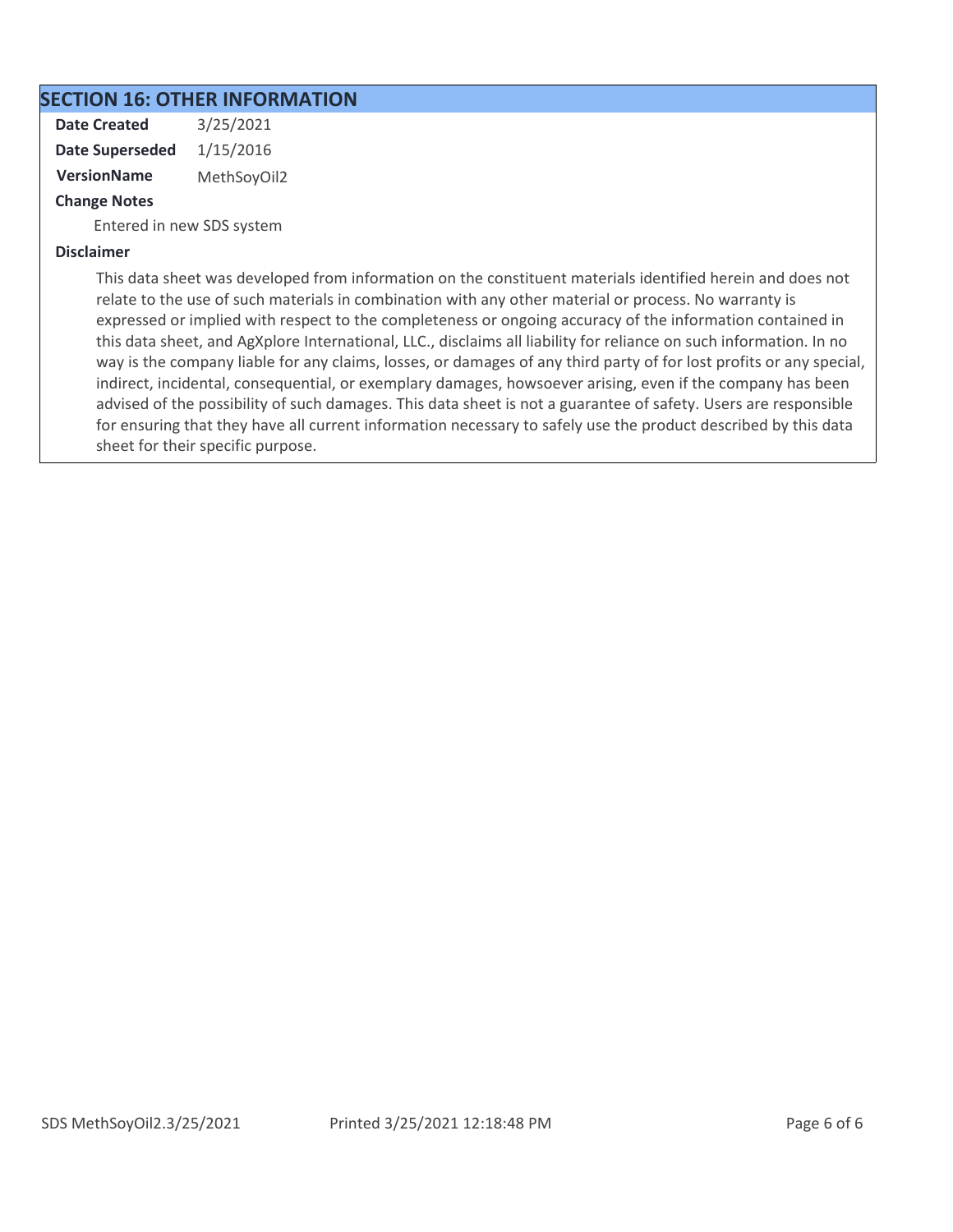## SECTION 16: OTHER INFORMATION

**Date Created** 3/25/2021

**Date Superseded** 1/15/2016

**VersionName** MethSoyOil2

**Change Notes**

Entered in new SDS system

**Disclaimer**

This data sheet was developed from information on the constituent materials identified herein and does not relate to the use of such materials in combination with any other material or process. No warranty is expressed or implied with respect to the completeness or ongoing accuracy of the information contained in this data sheet, and AgXplore International, LLC., disclaims all liability for reliance on such information. In no way is the company liable for any claims, losses, or damages of any third party of for lost profits or any special, indirect, incidental, consequential, or exemplary damages, howsoever arising, even if the company has been advised of the possibility of such damages. This data sheet is not a guarantee of safety. Users are responsible for ensuring that they have all current information necessary to safely use the product described by this data sheet for their specific purpose.